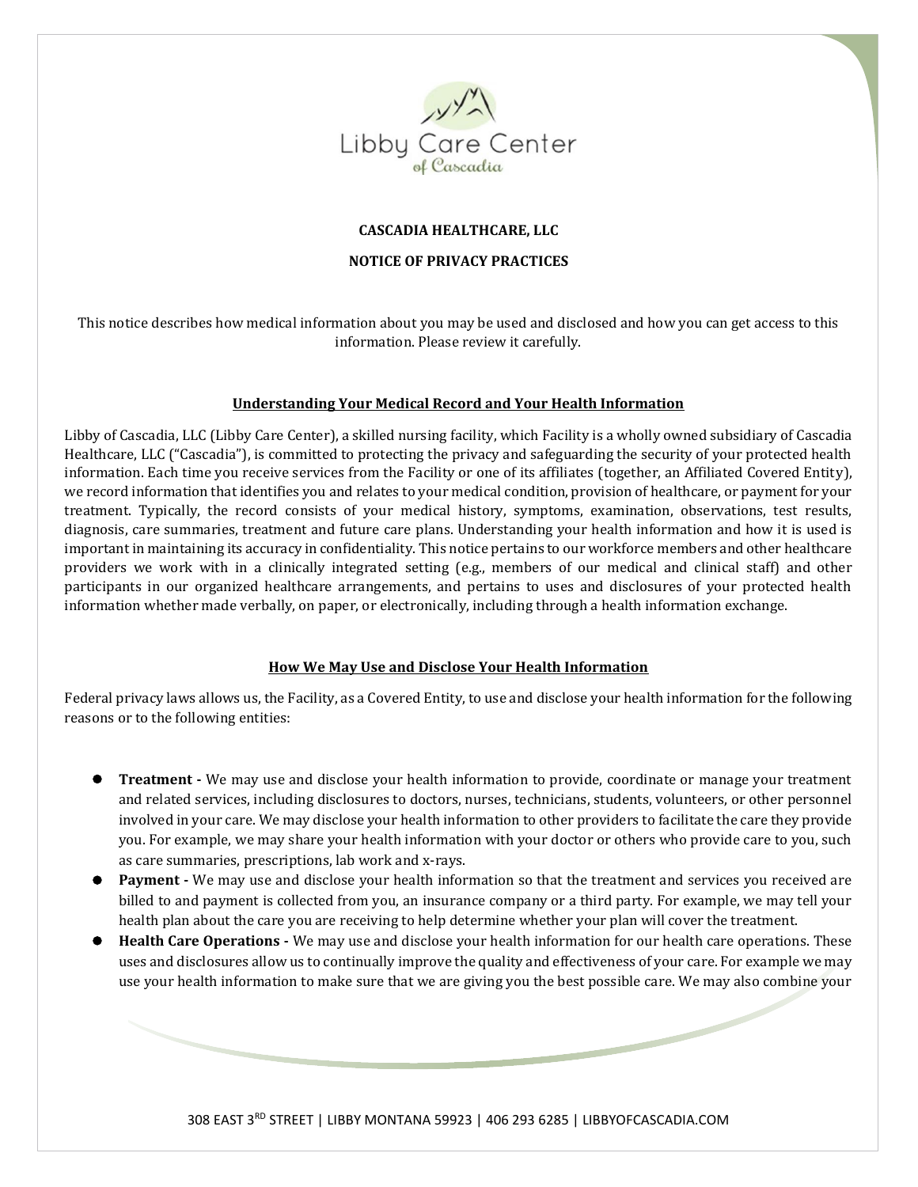Libby Care Center of Cascadia

**CASCADIA HEALTHCARE, LLC**

**NOTICE OF PRIVACY PRACTICES**

This notice describes how medical information about you may be used and disclosed and how you can get access to this information. Please review it carefully.

## Understanding Your Medical Record and Your Health Information

Libby of Cascadia, LLC (Libby Care Center), a skilled nursing facility, which Facility is a wholly owned subsidiary of Cascadia Healthcare, LLC ("Cascadia"), is committed to protecting the privacy and safeguarding the security of your protected health information. Each time you receive services from the Facility or one of its affiliates (together, an Affiliated Covered Entity), we record information that identifies you and relates to your medical condition, provision of healthcare, or payment for your treatment. Typically, the record consists of your medical history, symptoms, examination, observations, test results, diagnosis, care summaries, treatment and future care plans. Understanding your health information and how it is used is important in maintaining its accuracy in confidentiality. This notice pertains to our workforce members and other healthcare providers we work with in a clinically integrated setting (e.g., members of our medical and clinical staff) and other participants in our organized healthcare arrangements, and pertains to uses and disclosures of your protected health information whether made verbally, on paper, or electronically, including through a health information exchange.

## How We May Use and Disclose Your Health Information

Federal privacy laws allows us, the Facility, as a Covered Entity, to use and disclose your health information for the following reasons or to the following entities:

- **Treatment -** We may use and disclose your health information to provide, coordinate or manage your treatment and related services, including disclosures to doctors, nurses, technicians, students, volunteers, or other personnel involved in your care. We may disclose your health information to other providers to facilitate the care they provide you. For example, we may share your health information with your doctor or others who provide care to you, such as care summaries, prescriptions, lab work and x-rays.
- **Payment -** We may use and disclose your health information so that the treatment and services you received are billed to and payment is collected from you, an insurance company or a third party. For example, we may tell your health plan about the care you are receiving to help determine whether your plan will cover the treatment.
- **Health Care Operations -** We may use and disclose your health information for our health care operations. These uses and disclosures allow us to continually improve the quality and effectiveness of your care. For example we may use your health information to make sure that we are giving you the best possible care. We may also combine your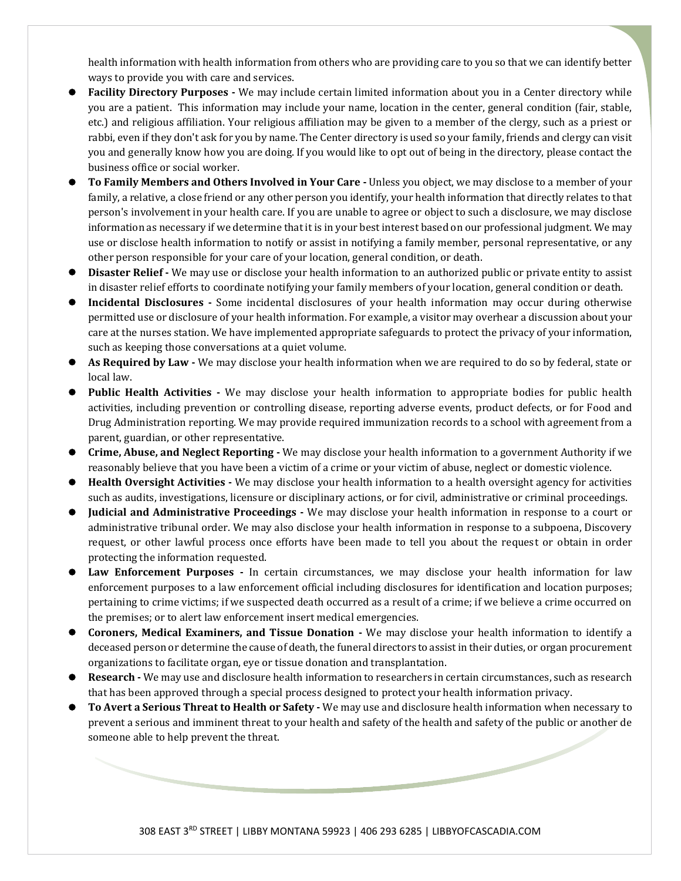health information with health information from others who are providing care to you so that we can identify better ways to provide you with care and services.

- **Facility Directory Purposes -** We may include certain limited information about you in a Center directory while you are a patient. This information may include your name, location in the center, general condition (fair, stable, etc.) and religious affiliation. Your religious affiliation may be given to a member of the clergy, such as a priest or rabbi, even if they don't ask for you by name. The Center directory is used so your family, friends and clergy can visit you and generally know how you are doing. If you would like to opt out of being in the directory, please contact the business office or social worker.
- **To Family Members and Others Involved in Your Care -** Unless you object, we may disclose to a member of your family, a relative, a close friend or any other person you identify, your health information that directly relates to that person's involvement in your health care. If you are unable to agree or object to such a disclosure, we may disclose information as necessary if we determine that it is in your best interest based on our professional judgment. We may use or disclose health information to notify or assist in notifying a family member, personal representative, or any other person responsible for your care of your location, general condition, or death.
- **Disaster Relief -** We may use or disclose your health information to an authorized public or private entity to assist in disaster relief efforts to coordinate notifying your family members of your location, general condition or death.
- **Incidental Disclosures -** Some incidental disclosures of your health information may occur during otherwise permitted use or disclosure of your health information. For example, a visitor may overhear a discussion about your care at the nurses station. We have implemented appropriate safeguards to protect the privacy of your information, such as keeping those conversations at a quiet volume.
- **As Required by Law -** We may disclose your health information when we are required to do so by federal, state or local law.
- **Public Health Activities -** We may disclose your health information to appropriate bodies for public health activities, including prevention or controlling disease, reporting adverse events, product defects, or for Food and Drug Administration reporting. We may provide required immunization records to a school with agreement from a parent, guardian, or other representative.
- **Crime, Abuse, and Neglect Reporting -** We may disclose your health information to a government Authority if we reasonably believe that you have been a victim of a crime or your victim of abuse, neglect or domestic violence.
- **Health Oversight Activities -** We may disclose your health information to a health oversight agency for activities such as audits, investigations, licensure or disciplinary actions, or for civil, administrative or criminal proceedings.
- **Judicial and Administrative Proceedings -** We may disclose your health information in response to a court or administrative tribunal order. We may also disclose your health information in response to a subpoena, Discovery request, or other lawful process once efforts have been made to tell you about the request or obtain in order protecting the information requested.
- **Law Enforcement Purposes -** In certain circumstances, we may disclose your health information for law enforcement purposes to a law enforcement official including disclosures for identification and location purposes; pertaining to crime victims; if we suspected death occurred as a result of a crime; if we believe a crime occurred on the premises; or to alert law enforcement insert medical emergencies.
- **Coroners, Medical Examiners, and Tissue Donation -** We may disclose your health information to identify a deceased person or determine the cause of death, the funeral directors to assist in their duties, or organ procurement organizations to facilitate organ, eye or tissue donation and transplantation.
- **Research -** We may use and disclosure health information to researchers in certain circumstances, such as research that has been approved through a special process designed to protect your health information privacy.
- **To Avert a Serious Threat to Health or Safety -** We may use and disclosure health information when necessary to prevent a serious and imminent threat to your health and safety of the health and safety of the public or another de someone able to help prevent the threat.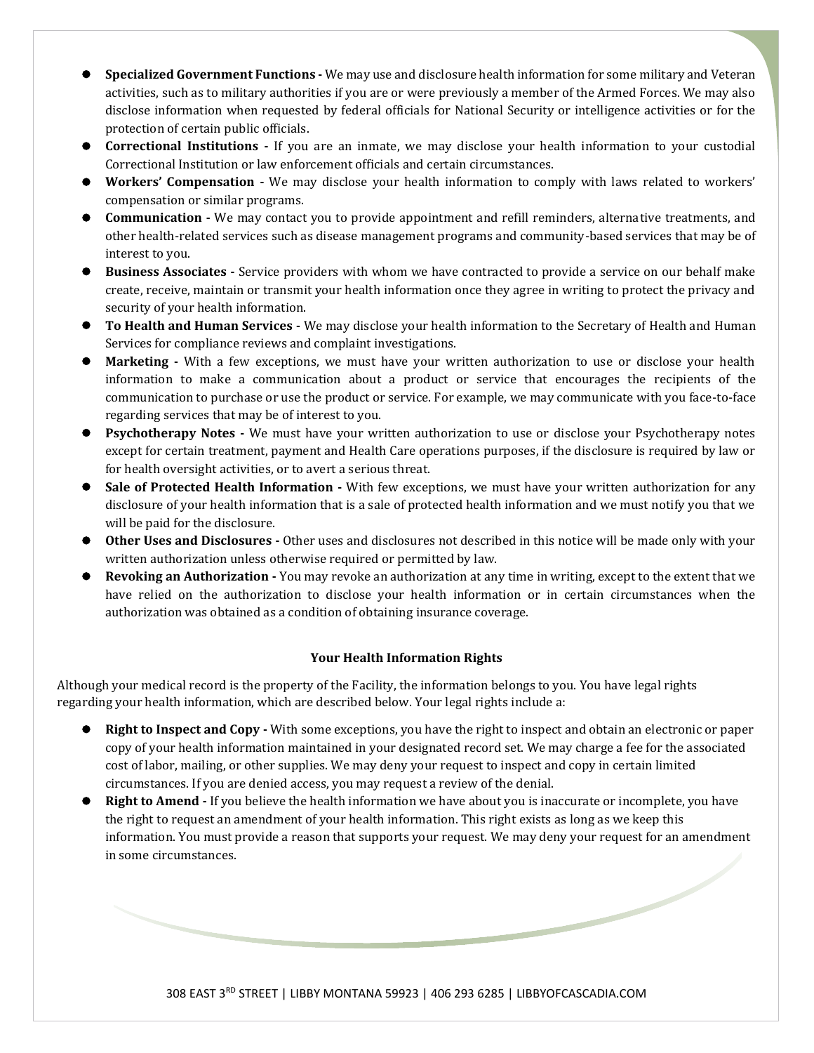- **Specialized Government Functions -** We may use and disclosure health information for some military and Veteran activities, such as to military authorities if you are or were previously a member of the Armed Forces. We may also disclose information when requested by federal officials for National Security or intelligence activities or for the protection of certain public officials.
- **Correctional Institutions -** If you are an inmate, we may disclose your health information to your custodial Correctional Institution or law enforcement officials and certain circumstances.
- **Workers' Compensation -** We may disclose your health information to comply with laws related to workers' compensation or similar programs.
- **Communication -** We may contact you to provide appointment and refill reminders, alternative treatments, and other health-related services such as disease management programs and community-based services that may be of interest to you.
- **Business Associates -** Service providers with whom we have contracted to provide a service on our behalf make create, receive, maintain or transmit your health information once they agree in writing to protect the privacy and security of your health information.
- **To Health and Human Services -** We may disclose your health information to the Secretary of Health and Human Services for compliance reviews and complaint investigations.
- **Marketing -** With a few exceptions, we must have your written authorization to use or disclose your health information to make a communication about a product or service that encourages the recipients of the communication to purchase or use the product or service. For example, we may communicate with you face-to-face regarding services that may be of interest to you.
- **Psychotherapy Notes -** We must have your written authorization to use or disclose your Psychotherapy notes except for certain treatment, payment and Health Care operations purposes, if the disclosure is required by law or for health oversight activities, or to avert a serious threat.
- **Sale of Protected Health Information -** With few exceptions, we must have your written authorization for any disclosure of your health information that is a sale of protected health information and we must notify you that we will be paid for the disclosure.
- **Other Uses and Disclosures -** Other uses and disclosures not described in this notice will be made only with your written authorization unless otherwise required or permitted by law.
- **Revoking an Authorization -** You may revoke an authorization at any time in writing, except to the extent that we have relied on the authorization to disclose your health information or in certain circumstances when the authorization was obtained as a condition of obtaining insurance coverage.

## Your Health Information Rights

Although your medical record is the property of the Facility, the information belongs to you. You have legal rights regarding your health information, which are described below. Your legal rights include a:

- **Right to Inspect and Copy -** With some exceptions, you have the right to inspect and obtain an electronic or paper copy of your health information maintained in your designated record set. We may charge a fee for the associated cost of labor, mailing, or other supplies. We may deny your request to inspect and copy in certain limited circumstances. If you are denied access, you may request a review of the denial.
- **Right to Amend -** If you believe the health information we have about you is inaccurate or incomplete, you have the right to request an amendment of your health information. This right exists as long as we keep this information. You must provide a reason that supports your request. We may deny your request for an amendment in some circumstances.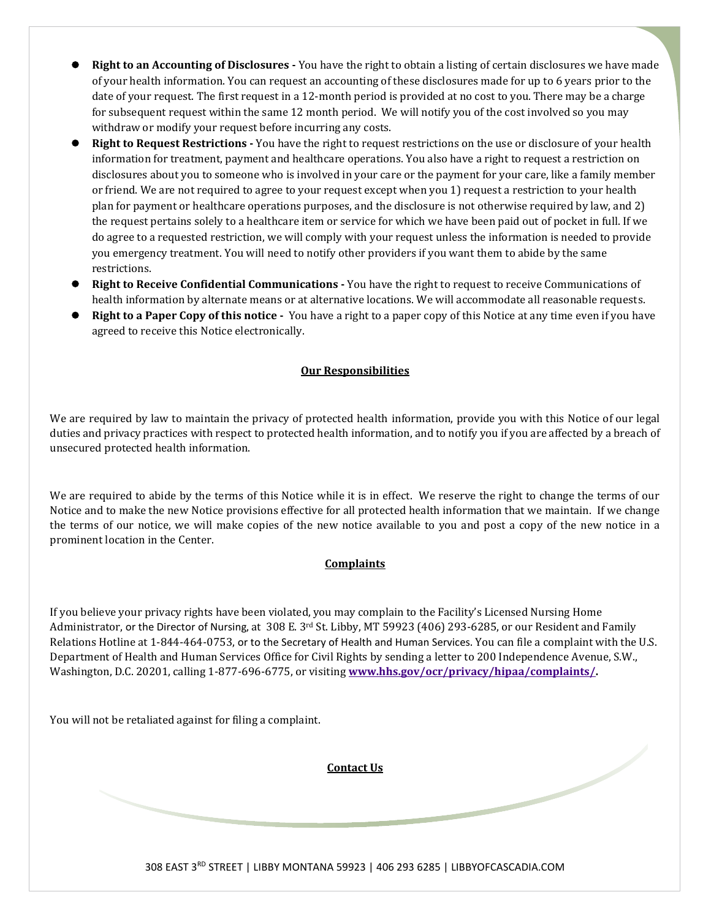- **Right to an Accounting of Disclosures -** You have the right to obtain a listing of certain disclosures we have made of your health information. You can request an accounting of these disclosures made for up to 6 years prior to the date of your request. The first request in a 12-month period is provided at no cost to you. There may be a charge for subsequent request within the same 12 month period. We will notify you of the cost involved so you may withdraw or modify your request before incurring any costs.
- **Right to Request Restrictions -** You have the right to request restrictions on the use or disclosure of your health information for treatment, payment and healthcare operations. You also have a right to request a restriction on disclosures about you to someone who is involved in your care or the payment for your care, like a family member or friend. We are not required to agree to your request except when you 1) request a restriction to your health plan for payment or healthcare operations purposes, and the disclosure is not otherwise required by law, and 2) the request pertains solely to a healthcare item or service for which we have been paid out of pocket in full. If we do agree to a requested restriction, we will comply with your request unless the information is needed to provide you emergency treatment. You will need to notify other providers if you want them to abide by the same restrictions.
- **Right to Receive Confidential Communications -** You have the right to request to receive Communications of health information by alternate means or at alternative locations. We will accommodate all reasonable requests.
- **Right to a Paper Copy of this notice -** You have a right to a paper copy of this Notice at any time even if you have agreed to receive this Notice electronically.

## Our Responsibilities

We are required by law to maintain the privacy of protected health information, provide you with this Notice of our legal duties and privacy practices with respect to protected health information, and to notify you if you are affected by a breach of unsecured protected health information.

We are required to abide by the terms of this Notice while it is in effect. We reserve the right to change the terms of our Notice and to make the new Notice provisions effective for all protected health information that we maintain. If we change the terms of our notice, we will make copies of the new notice available to you and post a copy of the new notice in a prominent location in the Center.

## Complaints

If you believe your privacy rights have been violated, you may complain to the Facility's Licensed Nursing Home Administrator, or the Director of Nursing, at 308 E. 3rd St. Libby, MT 59923 (406) 293-6285, or our Resident and Family Relations Hotline at 1-844-464-0753, or to the Secretary of Health and Human Services. You can file a complaint with the U.S. Department of Health and Human Services Office for Civil Rights by sending a letter to 200 Independence Avenue, S.W., Washington, D.C. 20201, calling 1-877-696-6775, or visiting **www.hhs.gov/ocr/privacy/hipaa/complaints/.**

You will not be retaliated against for filing a complaint.

## Contact Us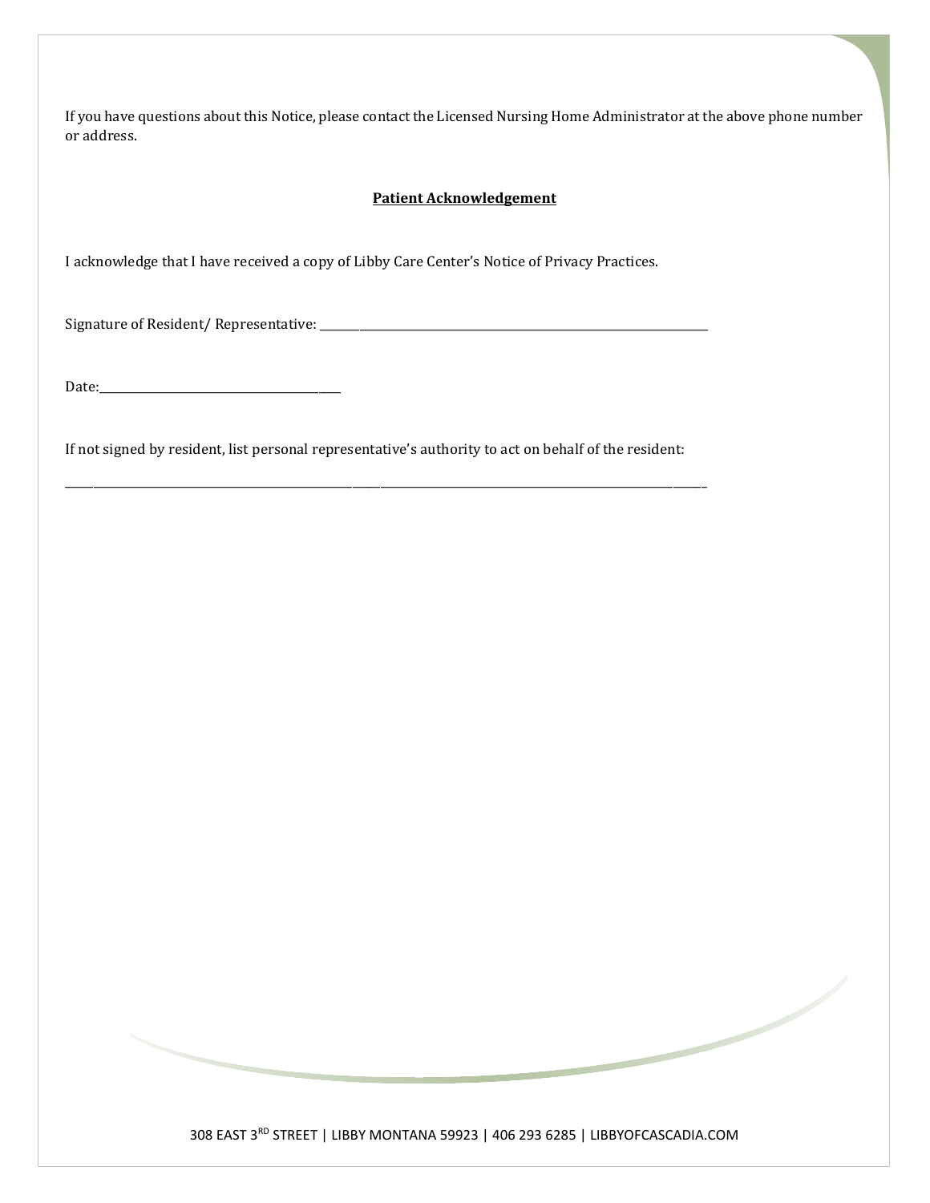If you have questions about this Notice, please contact the Licensed Nursing Home Administrator at the above phone number or address.

**Patient Acknowledgement**

I acknowledge that I have received a copy of Libby Care Center's Notice of Privacy Practices.

Signature of Resident/ Representative: ___________________________________________________________

Date:________________________________

If not signed by resident, list personal representative's authority to act on behalf of the resident:

_____________________________________________________________________________________________